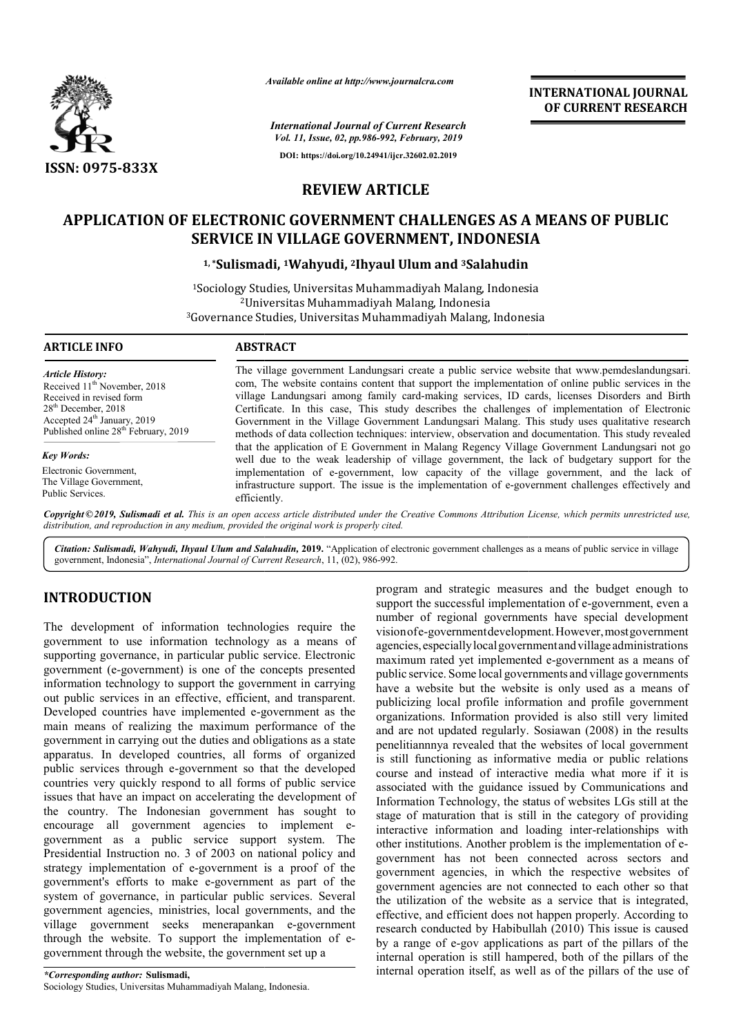*Available online at http://www.journalcra.com*

*International Journal of Current Research*
*Vol. 11, Issue, 02, pp.986-992, February, 2019*

**DOI: https://doi.org/10.24941/ijcr.32602.02.2019**

**INTERNATIONAL JOURNAL OF CURRENT RESEARCH**

**ISSN: 0975-833X**

**REVIEW ARTICLE**

# APPLICATION OF ELECTRONIC GOVERNMENT CHALLENGES AS A MEANS OF PUBLIC SERVICE IN VILLAGE GOVERNMENT, INDONESIA

**[1,]*Sulismadi, [1]Wahyudi, [2]Ihyaul Ulum and [3]Salahudin**

[1]Sociology Studies, Universitas Muhammadiyah Malang, Indonesia
[2]Universitas Muhammadiyah Malang, Indonesia
[3]Governance Studies, Universitas Muhammadiyah Malang, Indonesia

**ARTICLE INFO**

*Article History:*
Received 11th November, 2018
Received in revised form
28th December, 2018
Accepted 24th January, 2019
Published online 28th February, 2019

*Key Words:*
Electronic Government,
The Village Government,
Public Services.

**ABSTRACT**

The village government Landungsari create a public service website that www.pemdeslandungsari.com, The website contains content that support the implementation of online public services in the village Landungsari among family card-making services, ID cards, licenses Disorders and Birth Certificate. In this case, This study describes the challenges of implementation of Electronic Government in the Village Government Landungsari Malang. This study uses qualitative research methods of data collection techniques: interview, observation and documentation. This study revealed that the application of E Government in Malang Regency Village Government Landungsari not go well due to the weak leadership of village government, the lack of budgetary support for the implementation of e-government, low capacity of the village government, and the lack of infrastructure support. The issue is the implementation of e-government challenges effectively and efficiently.

*Copyright © 2019, Sulismadi et al. This is an open access article distributed under the Creative Commons Attribution License, which permits unrestricted use, distribution, and reproduction in any medium, provided the original work is properly cited.*

*Citation: Sulismadi, Wahyudi, Ihyaul Ulum and Salahudin,* **2019.** "Application of electronic government challenges as a means of public service in village government, Indonesia", *International Journal of Current Research*, 11, (02), 986-992.

## INTRODUCTION

The development of information technologies require the government to use information technology as a means of supporting governance, in particular public service. Electronic government (e-government) is one of the concepts presented information technology to support the government in carrying out public services in an effective, efficient, and transparent. Developed countries have implemented e-government as the main means of realizing the maximum performance of the government in carrying out the duties and obligations as a state apparatus. In developed countries, all forms of organized public services through e-government so that the developed countries very quickly respond to all forms of public service issues that have an impact on accelerating the development of the country. The Indonesian government has sought to encourage all government agencies to implement e-government as a public service support system. The Presidential Instruction no. 3 of 2003 on national policy and strategy implementation of e-government is a proof of the government's efforts to make e-government as part of the system of governance, in particular public services. Several government agencies, ministries, local governments, and the village government seeks menerapankan e-government through the website. To support the implementation of e-government through the website, the government set up a program and strategic measures and the budget enough to support the successful implementation of e-government, even a number of regional governments have special development vision of e-government development. However, most government agencies, especially local government and village administrations maximum rated yet implemented e-government as a means of public service. Some local governments and village governments have a website but the website is only used as a means of publicizing local profile information and profile government organizations. Information provided is also still very limited and are not updated regularly. Sosiawan (2008) in the results penelitiannnya revealed that the websites of local government is still functioning as informative media or public relations course and instead of interactive media what more if it is associated with the guidance issued by Communications and Information Technology, the status of websites LGs still at the stage of maturation that is still in the category of providing interactive information and loading inter-relationships with other institutions. Another problem is the implementation of e-government has not been connected across sectors and government agencies, in which the respective websites of government agencies are not connected to each other so that the utilization of the website as a service that is integrated, effective, and efficient does not happen properly. According to research conducted by Habibullah (2010) This issue is caused by a range of e-gov applications as part of the pillars of the internal operation is still hampered, both of the pillars of the internal operation itself, as well as of the pillars of the use of

*\*Corresponding author:* **Sulismadi,**
Sociology Studies, Universitas Muhammadiyah Malang, Indonesia.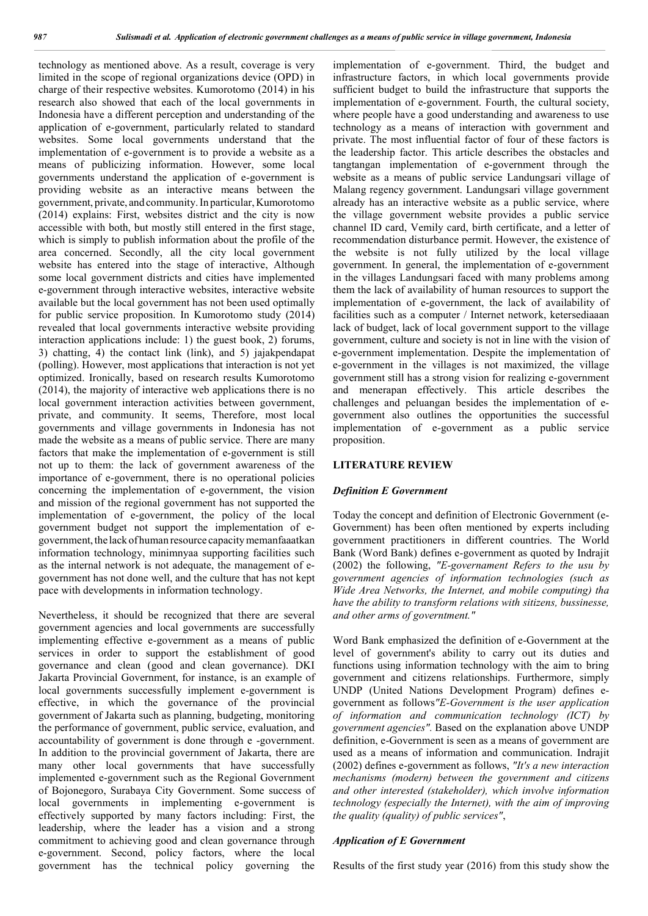technology as mentioned above. As a result, coverage is very limited in the scope of regional organizations device (OPD) in charge of their respective websites. Kumorotomo (2014) in his research also showed that each of the local governments in Indonesia have a different perception and understanding of the application of e-government, particularly related to standard websites. Some local governments understand that the implementation of e-government is to provide a website as a means of publicizing information. However, some local governments understand the application of e-government is providing website as an interactive means between the government, private, and community. In particular, Kumorotomo (2014) explains: First, websites district and the city is now accessible with both, but mostly still entered in the first stage, which is simply to publish information about the profile of the area concerned. Secondly, all the city local government website has entered into the stage of interactive, Although some local government districts and cities have implemented e-government through interactive websites, interactive website available but the local government has not been used optimally for public service proposition. In Kumorotomo study (2014) revealed that local governments interactive website providing interaction applications include: 1) the guest book, 2) forums, 3) chatting, 4) the contact link (link), and 5) jajakpendapat (polling). However, most applications that interaction is not yet optimized. Ironically, based on research results Kumorotomo (2014), the majority of interactive web applications there is no local government interaction activities between government, private, and community. It seems, Therefore, most local governments and village governments in Indonesia has not made the website as a means of public service. There are many factors that make the implementation of e-government is still not up to them: the lack of government awareness of the importance of e-government, there is no operational policies concerning the implementation of e-government, the vision and mission of the regional government has not supported the implementation of e-government, the policy of the local government budget not support the implementation of e-government, the lack of human resource capacity memanfaaatkan information technology, minimnyaa supporting facilities such as the internal network is not adequate, the management of e-government has not done well, and the culture that has not kept pace with developments in information technology.

Nevertheless, it should be recognized that there are several government agencies and local governments are successfully implementing effective e-government as a means of public services in order to support the establishment of good governance and clean (good and clean governance). DKI Jakarta Provincial Government, for instance, is an example of local governments successfully implement e-government is effective, in which the governance of the provincial government of Jakarta such as planning, budgeting, monitoring the performance of government, public service, evaluation, and accountability of government is done through e -government. In addition to the provincial government of Jakarta, there are many other local governments that have successfully implemented e-government such as the Regional Government of Bojonegoro, Surabaya City Government. Some success of local governments in implementing e-government is effectively supported by many factors including: First, the leadership, where the leader has a vision and a strong commitment to achieving good and clean governance through e-government. Second, policy factors, where the local government has the technical policy governing the implementation of e-government. Third, the budget and infrastructure factors, in which local governments provide sufficient budget to build the infrastructure that supports the implementation of e-government. Fourth, the cultural society, where people have a good understanding and awareness to use technology as a means of interaction with government and private. The most influential factor of four of these factors is the leadership factor. This article describes the obstacles and tangtangan implementation of e-government through the website as a means of public service Landungsari village of Malang regency government. Landungsari village government already has an interactive website as a public service, where the village government website provides a public service channel ID card, Vemily card, birth certificate, and a letter of recommendation disturbance permit. However, the existence of the website is not fully utilized by the local village government. In general, the implementation of e-government in the villages Landungsari faced with many problems among them the lack of availability of human resources to support the implementation of e-government, the lack of availability of facilities such as a computer / Internet network, ketersediaaan lack of budget, lack of local government support to the village government, culture and society is not in line with the vision of e-government implementation. Despite the implementation of e-government in the villages is not maximized, the village government still has a strong vision for realizing e-government and menerapan effectively. This article describes the challenges and peluangan besides the implementation of e-government also outlines the opportunities the successful implementation of e-government as a public service proposition.

## LITERATURE REVIEW

### *Definition E Government*

Today the concept and definition of Electronic Government (e-Government) has been often mentioned by experts including government practitioners in different countries. The World Bank (Word Bank) defines e-government as quoted by Indrajit (2002) the following, *"E-governament Refers to the usu by government agencies of information technologies (such as Wide Area Networks, the Internet, and mobile computing) tha have the ability to transform relations with sitizens, bussinesse, and other arms of governtment."*

Word Bank emphasized the definition of e-Government at the level of government's ability to carry out its duties and functions using information technology with the aim to bring government and citizens relationships. Furthermore, simply UNDP (United Nations Development Program) defines e-government as follows*"E-Government is the user application of information and communication technology (ICT) by government agencies"*. Based on the explanation above UNDP definition, e-Government is seen as a means of government are used as a means of information and communication. Indrajit (2002) defines e-government as follows, *"It's a new interaction mechanisms (modern) between the government and citizens and other interested (stakeholder), which involve information technology (especially the Internet), with the aim of improving the quality (quality) of public services"*,

### *Application of E Government*

Results of the first study year (2016) from this study show the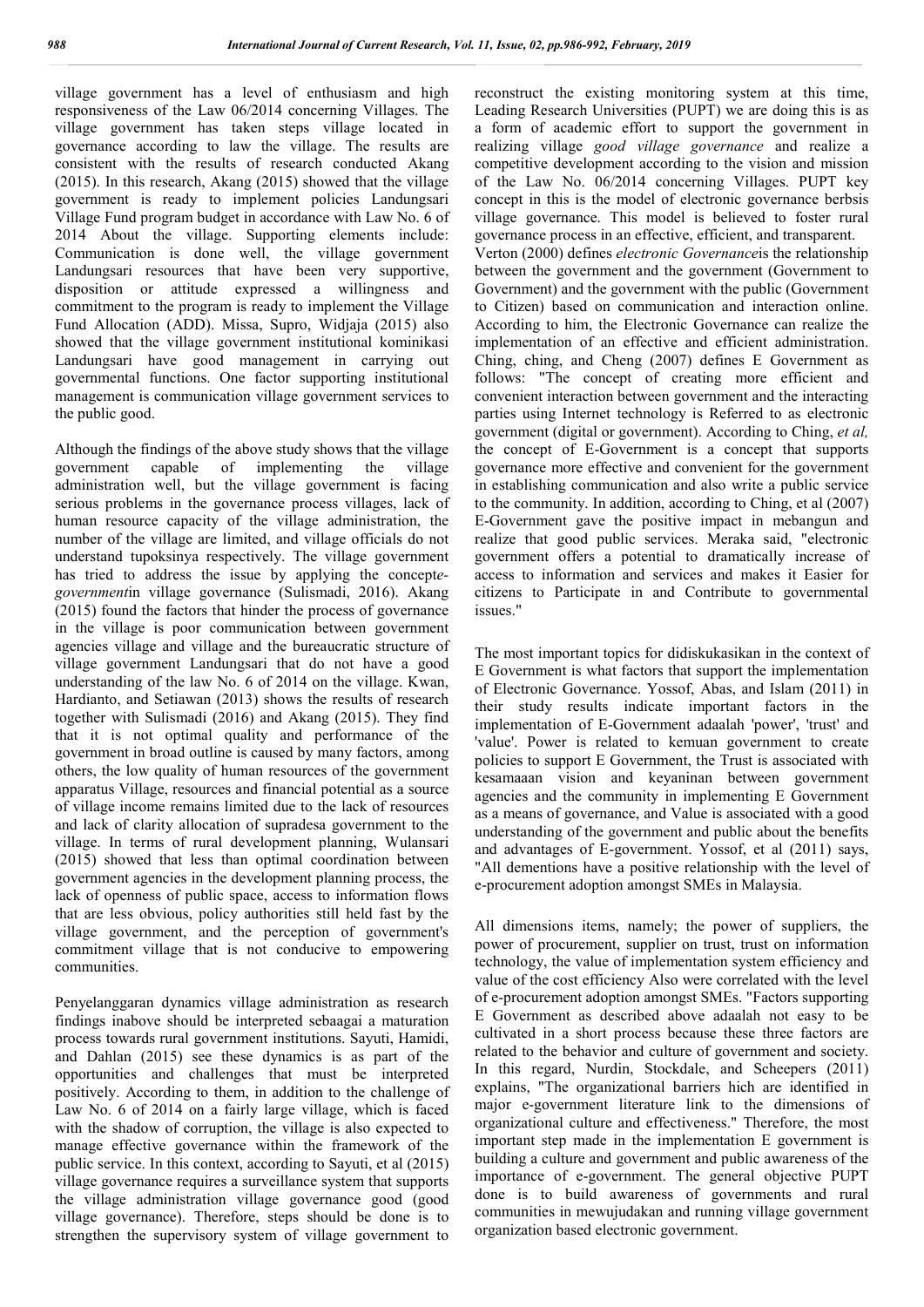village government has a level of enthusiasm and high responsiveness of the Law 06/2014 concerning Villages. The village government has taken steps village located in governance according to law the village. The results are consistent with the results of research conducted Akang (2015). In this research, Akang (2015) showed that the village government is ready to implement policies Landungsari Village Fund program budget in accordance with Law No. 6 of 2014 About the village. Supporting elements include: Communication is done well, the village government Landungsari resources that have been very supportive, disposition or attitude expressed a willingness and commitment to the program is ready to implement the Village Fund Allocation (ADD). Missa, Supro, Widjaja (2015) also showed that the village government institutional kominikasi Landungsari have good management in carrying out governmental functions. One factor supporting institutional management is communication village government services to the public good.

Although the findings of the above study shows that the village government capable of implementing the village administration well, but the village government is facing serious problems in the governance process villages, lack of human resource capacity of the village administration, the number of the village are limited, and village officials do not understand tupoksinya respectively. The village government has tried to address the issue by applying the concept*e-government*in village governance (Sulismadi, 2016). Akang (2015) found the factors that hinder the process of governance in the village is poor communication between government agencies village and village and the bureaucratic structure of village government Landungsari that do not have a good understanding of the law No. 6 of 2014 on the village. Kwan, Hardianto, and Setiawan (2013) shows the results of research together with Sulismadi (2016) and Akang (2015). They find that it is not optimal quality and performance of the government in broad outline is caused by many factors, among others, the low quality of human resources of the government apparatus Village, resources and financial potential as a source of village income remains limited due to the lack of resources and lack of clarity allocation of supradesa government to the village. In terms of rural development planning, Wulansari (2015) showed that less than optimal coordination between government agencies in the development planning process, the lack of openness of public space, access to information flows that are less obvious, policy authorities still held fast by the village government, and the perception of government's commitment village that is not conducive to empowering communities.

Penyelenggaran dynamics village administration as research findings inabove should be interpreted sebaagai a maturation process towards rural government institutions. Sayuti, Hamidi, and Dahlan (2015) see these dynamics is as part of the opportunities and challenges that must be interpreted positively. According to them, in addition to the challenge of Law No. 6 of 2014 on a fairly large village, which is faced with the shadow of corruption, the village is also expected to manage effective governance within the framework of the public service. In this context, according to Sayuti, et al (2015) village governance requires a surveillance system that supports the village administration village governance good (good village governance). Therefore, steps should be done is to strengthen the supervisory system of village government to reconstruct the existing monitoring system at this time, Leading Research Universities (PUPT) we are doing this is as a form of academic effort to support the government in realizing village *good village governance* and realize a competitive development according to the vision and mission of the Law No. 06/2014 concerning Villages. PUPT key concept in this is the model of electronic governance berbsis village governance. This model is believed to foster rural governance process in an effective, efficient, and transparent.

Verton (2000) defines *electronic Governance*is the relationship between the government and the government (Government to Government) and the government with the public (Government to Citizen) based on communication and interaction online. According to him, the Electronic Governance can realize the implementation of an effective and efficient administration. Ching, ching, and Cheng (2007) defines E Government as follows: "The concept of creating more efficient and convenient interaction between government and the interacting parties using Internet technology is Referred to as electronic government (digital or government). According to Ching, *et al,* the concept of E-Government is a concept that supports governance more effective and convenient for the government in establishing communication and also write a public service to the community. In addition, according to Ching, et al (2007) E-Government gave the positive impact in mebangun and realize that good public services. Meraka said, "electronic government offers a potential to dramatically increase of access to information and services and makes it Easier for citizens to Participate in and Contribute to governmental issues."

The most important topics for didiskukasikan in the context of E Government is what factors that support the implementation of Electronic Governance. Yossof, Abas, and Islam (2011) in their study results indicate important factors in the implementation of E-Government adaalah 'power', 'trust' and 'value'. Power is related to kemuan government to create policies to support E Government, the Trust is associated with kesamaaan vision and keyaninan between government agencies and the community in implementing E Government as a means of governance, and Value is associated with a good understanding of the government and public about the benefits and advantages of E-government. Yossof, et al (2011) says, "All dementions have a positive relationship with the level of e-procurement adoption amongst SMEs in Malaysia.

All dimensions items, namely; the power of suppliers, the power of procurement, supplier on trust, trust on information technology, the value of implementation system efficiency and value of the cost efficiency Also were correlated with the level of e-procurement adoption amongst SMEs. "Factors supporting E Government as described above adaalah not easy to be cultivated in a short process because these three factors are related to the behavior and culture of government and society. In this regard, Nurdin, Stockdale, and Scheepers (2011) explains, "The organizational barriers hich are identified in major e-government literature link to the dimensions of organizational culture and effectiveness." Therefore, the most important step made in the implementation E government is building a culture and government and public awareness of the importance of e-government. The general objective PUPT done is to build awareness of governments and rural communities in mewujudakan and running village government organization based electronic government.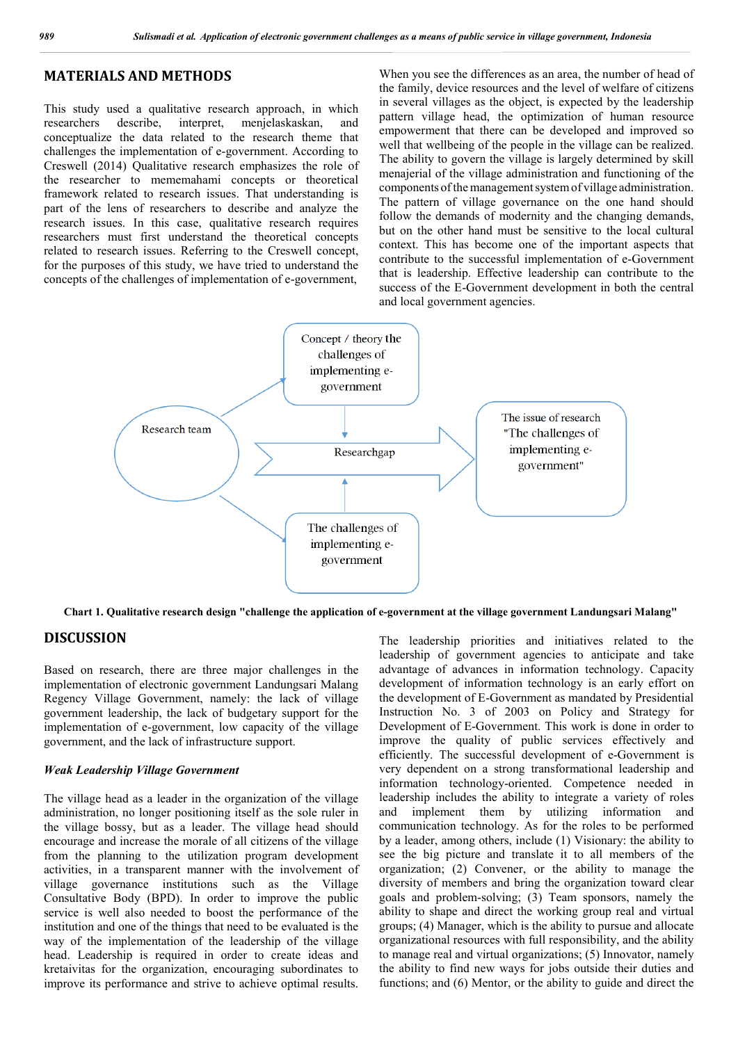## MATERIALS AND METHODS

This study used a qualitative research approach, in which researchers describe, interpret, menjelaskaskan, and conceptualize the data related to the research theme that challenges the implementation of e-government. According to Creswell (2014) Qualitative research emphasizes the role of the researcher to mememahami concepts or theoretical framework related to research issues. That understanding is part of the lens of researchers to describe and analyze the research issues. In this case, qualitative research requires researchers must first understand the theoretical concepts related to research issues. Referring to the Creswell concept, for the purposes of this study, we have tried to understand the concepts of the challenges of implementation of e-government,

When you see the differences as an area, the number of head of the family, device resources and the level of welfare of citizens in several villages as the object, is expected by the leadership pattern village head, the optimization of human resource empowerment that there can be developed and improved so well that wellbeing of the people in the village can be realized. The ability to govern the village is largely determined by skill menajerial of the village administration and functioning of the components of the management system of village administration. The pattern of village governance on the one hand should follow the demands of modernity and the changing demands, but on the other hand must be sensitive to the local cultural context. This has become one of the important aspects that contribute to the successful implementation of e-Government that is leadership. Effective leadership can contribute to the success of the E-Government development in both the central and local government agencies.

Research team → Concept / theory the challenges of implementing e-government; Research team → The challenges of implementing e-government; both → Researchgap → The issue of research "The challenges of implementing e-government"

**Chart 1. Qualitative research design "challenge the application of e-government at the village government Landungsari Malang"**

## DISCUSSION

Based on research, there are three major challenges in the implementation of electronic government Landungsari Malang Regency Village Government, namely: the lack of village government leadership, the lack of budgetary support for the implementation of e-government, low capacity of the village government, and the lack of infrastructure support.

### *Weak Leadership Village Government*

The village head as a leader in the organization of the village administration, no longer positioning itself as the sole ruler in the village bossy, but as a leader. The village head should encourage and increase the morale of all citizens of the village from the planning to the utilization program development activities, in a transparent manner with the involvement of village governance institutions such as the Village Consultative Body (BPD). In order to improve the public service is well also needed to boost the performance of the institution and one of the things that need to be evaluated is the way of the implementation of the leadership of the village head. Leadership is required in order to create ideas and kretaivitas for the organization, encouraging subordinates to improve its performance and strive to achieve optimal results.

The leadership priorities and initiatives related to the leadership of government agencies to anticipate and take advantage of advances in information technology. Capacity development of information technology is an early effort on the development of E-Government as mandated by Presidential Instruction No. 3 of 2003 on Policy and Strategy for Development of E-Government. This work is done in order to improve the quality of public services effectively and efficiently. The successful development of e-Government is very dependent on a strong transformational leadership and information technology-oriented. Competence needed in leadership includes the ability to integrate a variety of roles and implement them by utilizing information and communication technology. As for the roles to be performed by a leader, among others, include (1) Visionary: the ability to see the big picture and translate it to all members of the organization; (2) Convener, or the ability to manage the diversity of members and bring the organization toward clear goals and problem-solving; (3) Team sponsors, namely the ability to shape and direct the working group real and virtual groups; (4) Manager, which is the ability to pursue and allocate organizational resources with full responsibility, and the ability to manage real and virtual organizations; (5) Innovator, namely the ability to find new ways for jobs outside their duties and functions; and (6) Mentor, or the ability to guide and direct the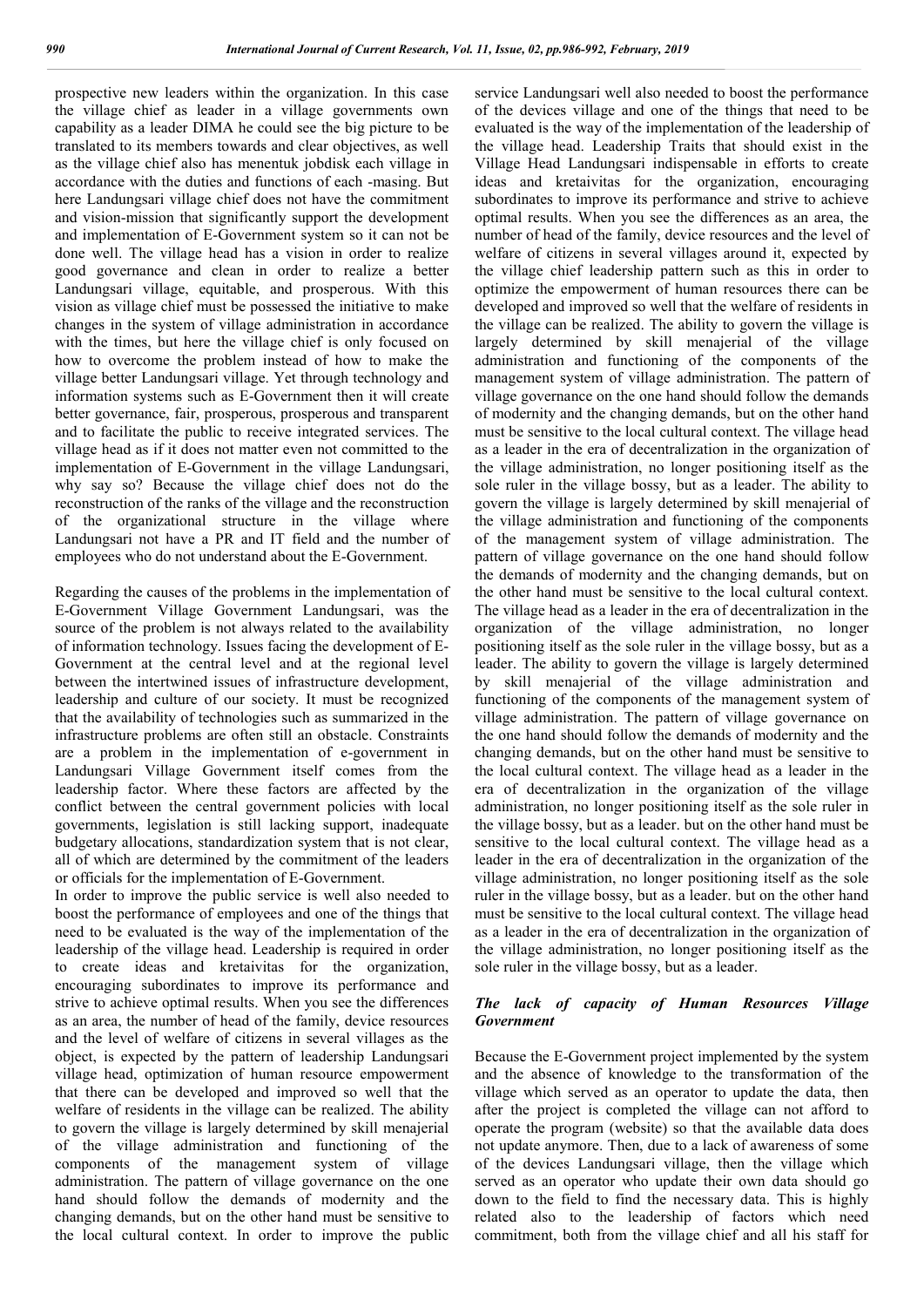prospective new leaders within the organization. In this case the village chief as leader in a village governments own capability as a leader DIMA he could see the big picture to be translated to its members towards and clear objectives, as well as the village chief also has menentuk jobdisk each village in accordance with the duties and functions of each -masing. But here Landungsari village chief does not have the commitment and vision-mission that significantly support the development and implementation of E-Government system so it can not be done well. The village head has a vision in order to realize good governance and clean in order to realize a better Landungsari village, equitable, and prosperous. With this vision as village chief must be possessed the initiative to make changes in the system of village administration in accordance with the times, but here the village chief is only focused on how to overcome the problem instead of how to make the village better Landungsari village. Yet through technology and information systems such as E-Government then it will create better governance, fair, prosperous, prosperous and transparent and to facilitate the public to receive integrated services. The village head as if it does not matter even not committed to the implementation of E-Government in the village Landungsari, why say so? Because the village chief does not do the reconstruction of the ranks of the village and the reconstruction of the organizational structure in the village where Landungsari not have a PR and IT field and the number of employees who do not understand about the E-Government.

Regarding the causes of the problems in the implementation of E-Government Village Government Landungsari, was the source of the problem is not always related to the availability of information technology. Issues facing the development of E-Government at the central level and at the regional level between the intertwined issues of infrastructure development, leadership and culture of our society. It must be recognized that the availability of technologies such as summarized in the infrastructure problems are often still an obstacle. Constraints are a problem in the implementation of e-government in Landungsari Village Government itself comes from the leadership factor. Where these factors are affected by the conflict between the central government policies with local governments, legislation is still lacking support, inadequate budgetary allocations, standardization system that is not clear, all of which are determined by the commitment of the leaders or officials for the implementation of E-Government.

In order to improve the public service is well also needed to boost the performance of employees and one of the things that need to be evaluated is the way of the implementation of the leadership of the village head. Leadership is required in order to create ideas and kretaivitas for the organization, encouraging subordinates to improve its performance and strive to achieve optimal results. When you see the differences as an area, the number of head of the family, device resources and the level of welfare of citizens in several villages as the object, is expected by the pattern of leadership Landungsari village head, optimization of human resource empowerment that there can be developed and improved so well that the welfare of residents in the village can be realized. The ability to govern the village is largely determined by skill menajerial of the village administration and functioning of the components of the management system of village administration. The pattern of village governance on the one hand should follow the demands of modernity and the changing demands, but on the other hand must be sensitive to the local cultural context. In order to improve the public service Landungsari well also needed to boost the performance of the devices village and one of the things that need to be evaluated is the way of the implementation of the leadership of the village head. Leadership Traits that should exist in the Village Head Landungsari indispensable in efforts to create ideas and kretaivitas for the organization, encouraging subordinates to improve its performance and strive to achieve optimal results. When you see the differences as an area, the number of head of the family, device resources and the level of welfare of citizens in several villages around it, expected by the village chief leadership pattern such as this in order to optimize the empowerment of human resources there can be developed and improved so well that the welfare of residents in the village can be realized. The ability to govern the village is largely determined by skill menajerial of the village administration and functioning of the components of the management system of village administration. The pattern of village governance on the one hand should follow the demands of modernity and the changing demands, but on the other hand must be sensitive to the local cultural context. The village head as a leader in the era of decentralization in the organization of the village administration, no longer positioning itself as the sole ruler in the village bossy, but as a leader. The ability to govern the village is largely determined by skill menajerial of the village administration and functioning of the components of the management system of village administration. The pattern of village governance on the one hand should follow the demands of modernity and the changing demands, but on the other hand must be sensitive to the local cultural context. The village head as a leader in the era of decentralization in the organization of the village administration, no longer positioning itself as the sole ruler in the village bossy, but as a leader. The ability to govern the village is largely determined by skill menajerial of the village administration and functioning of the components of the management system of village administration. The pattern of village governance on the one hand should follow the demands of modernity and the changing demands, but on the other hand must be sensitive to the local cultural context. The village head as a leader in the era of decentralization in the organization of the village administration, no longer positioning itself as the sole ruler in the village bossy, but as a leader. but on the other hand must be sensitive to the local cultural context. The village head as a leader in the era of decentralization in the organization of the village administration, no longer positioning itself as the sole ruler in the village bossy, but as a leader. but on the other hand must be sensitive to the local cultural context. The village head as a leader in the era of decentralization in the organization of the village administration, no longer positioning itself as the sole ruler in the village bossy, but as a leader.

***The lack of capacity of Human Resources Village Government***

Because the E-Government project implemented by the system and the absence of knowledge to the transformation of the village which served as an operator to update the data, then after the project is completed the village can not afford to operate the program (website) so that the available data does not update anymore. Then, due to a lack of awareness of some of the devices Landungsari village, then the village which served as an operator who update their own data should go down to the field to find the necessary data. This is highly related also to the leadership of factors which need commitment, both from the village chief and all his staff for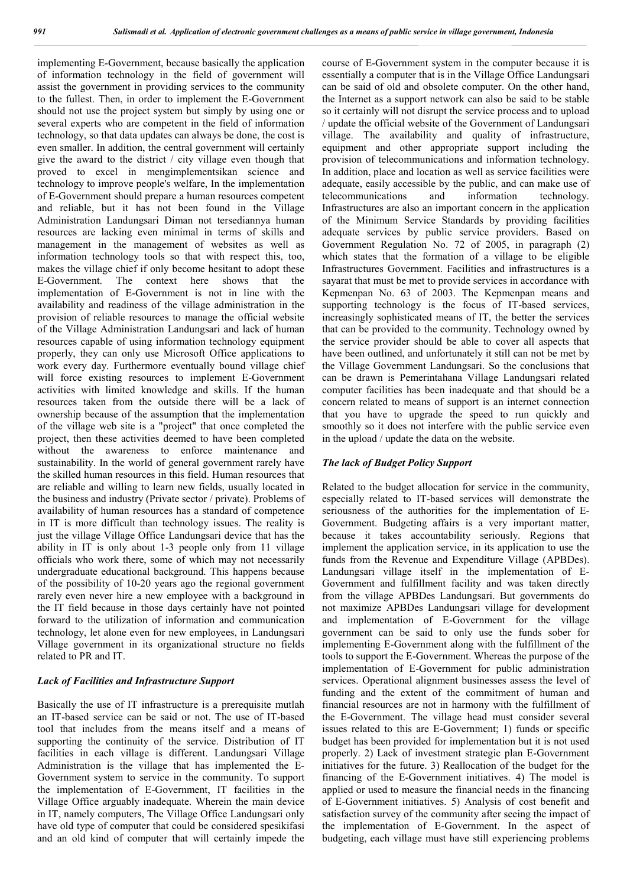implementing E-Government, because basically the application of information technology in the field of government will assist the government in providing services to the community to the fullest. Then, in order to implement the E-Government should not use the project system but simply by using one or several experts who are competent in the field of information technology, so that data updates can always be done, the cost is even smaller. In addition, the central government will certainly give the award to the district / city village even though that proved to excel in mengimplementsikan science and technology to improve people's welfare, In the implementation of E-Government should prepare a human resources competent and reliable, but it has not been found in the Village Administration Landungsari Diman not tersediannya human resources are lacking even minimal in terms of skills and management in the management of websites as well as information technology tools so that with respect this, too, makes the village chief if only become hesitant to adopt these E-Government. The context here shows that the implementation of E-Government is not in line with the availability and readiness of the village administration in the provision of reliable resources to manage the official website of the Village Administration Landungsari and lack of human resources capable of using information technology equipment properly, they can only use Microsoft Office applications to work every day. Furthermore eventually bound village chief will force existing resources to implement E-Government activities with limited knowledge and skills. If the human resources taken from the outside there will be a lack of ownership because of the assumption that the implementation of the village web site is a "project" that once completed the project, then these activities deemed to have been completed without the awareness to enforce maintenance and sustainability. In the world of general government rarely have the skilled human resources in this field. Human resources that are reliable and willing to learn new fields, usually located in the business and industry (Private sector / private). Problems of availability of human resources has a standard of competence in IT is more difficult than technology issues. The reality is just the village Village Office Landungsari device that has the ability in IT is only about 1-3 people only from 11 village officials who work there, some of which may not necessarily undergraduate educational background. This happens because of the possibility of 10-20 years ago the regional government rarely even never hire a new employee with a background in the IT field because in those days certainly have not pointed forward to the utilization of information and communication technology, let alone even for new employees, in Landungsari Village government in its organizational structure no fields related to PR and IT.

### *Lack of Facilities and Infrastructure Support*

Basically the use of IT infrastructure is a prerequisite mutlah an IT-based service can be said or not. The use of IT-based tool that includes from the means itself and a means of supporting the continuity of the service. Distribution of IT facilities in each village is different. Landungsari Village Administration is the village that has implemented the E-Government system to service in the community. To support the implementation of E-Government, IT facilities in the Village Office arguably inadequate. Wherein the main device in IT, namely computers, The Village Office Landungsari only have old type of computer that could be considered spesikifasi and an old kind of computer that will certainly impede the course of E-Government system in the computer because it is essentially a computer that is in the Village Office Landungsari can be said of old and obsolete computer. On the other hand, the Internet as a support network can also be said to be stable so it certainly will not disrupt the service process and to upload / update the official website of the Government of Landungsari village. The availability and quality of infrastructure, equipment and other appropriate support including the provision of telecommunications and information technology. In addition, place and location as well as service facilities were adequate, easily accessible by the public, and can make use of telecommunications and information technology. Infrastructures are also an important concern in the application of the Minimum Service Standards by providing facilities adequate services by public service providers. Based on Government Regulation No. 72 of 2005, in paragraph (2) which states that the formation of a village to be eligible Infrastructures Government. Facilities and infrastructures is a sayarat that must be met to provide services in accordance with Kepmenpan No. 63 of 2003. The Kepmenpan means and supporting technology is the focus of IT-based services, increasingly sophisticated means of IT, the better the services that can be provided to the community. Technology owned by the service provider should be able to cover all aspects that have been outlined, and unfortunately it still can not be met by the Village Government Landungsari. So the conclusions that can be drawn is Pemerintahana Village Landungsari related computer facilities has been inadequate and that should be a concern related to means of support is an internet connection that you have to upgrade the speed to run quickly and smoothly so it does not interfere with the public service even in the upload / update the data on the website.

### *The lack of Budget Policy Support*

Related to the budget allocation for service in the community, especially related to IT-based services will demonstrate the seriousness of the authorities for the implementation of E-Government. Budgeting affairs is a very important matter, because it takes accountability seriously. Regions that implement the application service, in its application to use the funds from the Revenue and Expenditure Village (APBDes). Landungsari village itself in the implementation of E-Government and fulfillment facility and was taken directly from the village APBDes Landungsari. But governments do not maximize APBDes Landungsari village for development and implementation of E-Government for the village government can be said to only use the funds sober for implementing E-Government along with the fulfillment of the tools to support the E-Government. Whereas the purpose of the implementation of E-Government for public administration services. Operational alignment businesses assess the level of funding and the extent of the commitment of human and financial resources are not in harmony with the fulfillment of the E-Government. The village head must consider several issues related to this are E-Government; 1) funds or specific budget has been provided for implementation but it is not used properly. 2) Lack of investment strategic plan E-Government initiatives for the future. 3) Reallocation of the budget for the financing of the E-Government initiatives. 4) The model is applied or used to measure the financial needs in the financing of E-Government initiatives. 5) Analysis of cost benefit and satisfaction survey of the community after seeing the impact of the implementation of E-Government. In the aspect of budgeting, each village must have still experiencing problems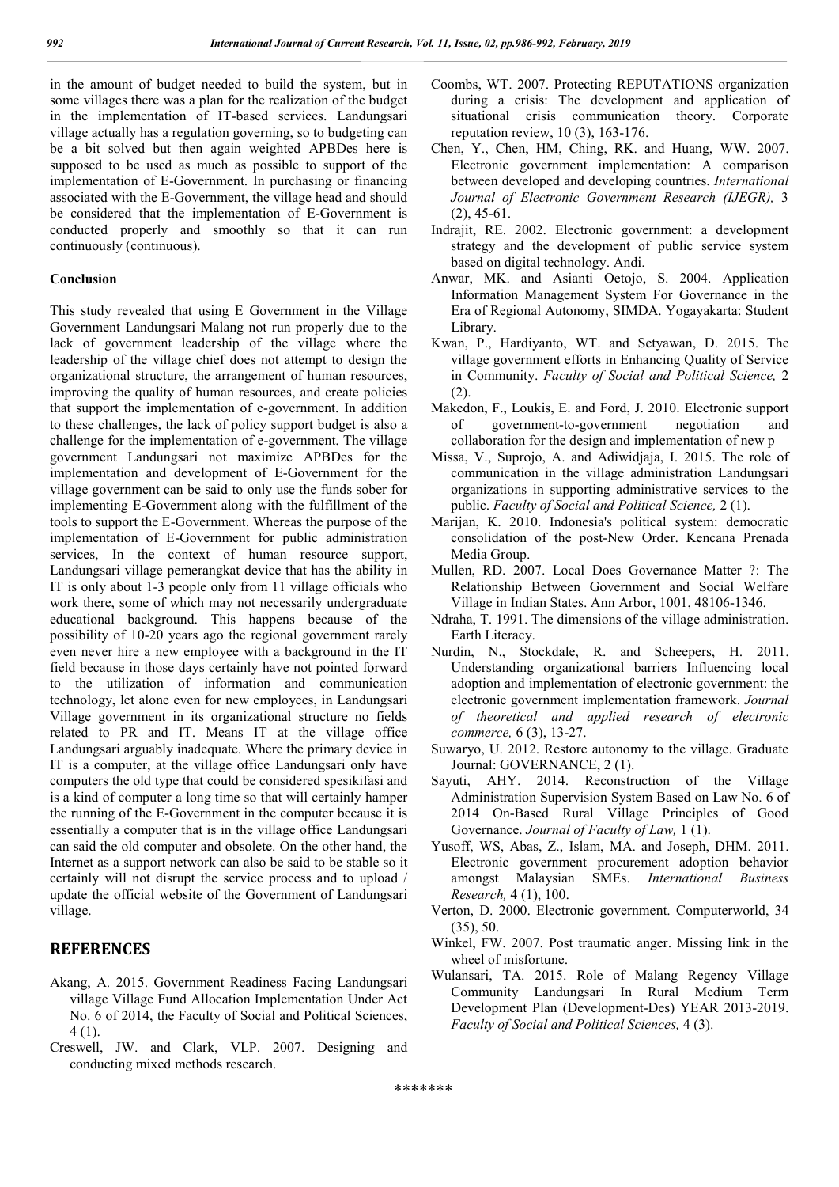in the amount of budget needed to build the system, but in some villages there was a plan for the realization of the budget in the implementation of IT-based services. Landungsari village actually has a regulation governing, so to budgeting can be a bit solved but then again weighted APBDes here is supposed to be used as much as possible to support of the implementation of E-Government. In purchasing or financing associated with the E-Government, the village head and should be considered that the implementation of E-Government is conducted properly and smoothly so that it can run continuously (continuous).

**Conclusion**

This study revealed that using E Government in the Village Government Landungsari Malang not run properly due to the lack of government leadership of the village where the leadership of the village chief does not attempt to design the organizational structure, the arrangement of human resources, improving the quality of human resources, and create policies that support the implementation of e-government. In addition to these challenges, the lack of policy support budget is also a challenge for the implementation of e-government. The village government Landungsari not maximize APBDes for the implementation and development of E-Government for the village government can be said to only use the funds sober for implementing E-Government along with the fulfillment of the tools to support the E-Government. Whereas the purpose of the implementation of E-Government for public administration services, In the context of human resource support, Landungsari village pemerangkat device that has the ability in IT is only about 1-3 people only from 11 village officials who work there, some of which may not necessarily undergraduate educational background. This happens because of the possibility of 10-20 years ago the regional government rarely even never hire a new employee with a background in the IT field because in those days certainly have not pointed forward to the utilization of information and communication technology, let alone even for new employees, in Landungsari Village government in its organizational structure no fields related to PR and IT. Means IT at the village office Landungsari arguably inadequate. Where the primary device in IT is a computer, at the village office Landungsari only have computers the old type that could be considered spesikifasi and is a kind of computer a long time so that will certainly hamper the running of the E-Government in the computer because it is essentially a computer that is in the village office Landungsari can said the old computer and obsolete. On the other hand, the Internet as a support network can also be said to be stable so it certainly will not disrupt the service process and to upload / update the official website of the Government of Landungsari village.

## REFERENCES

Akang, A. 2015. Government Readiness Facing Landungsari village Village Fund Allocation Implementation Under Act No. 6 of 2014, the Faculty of Social and Political Sciences, 4 (1).

Creswell, JW. and Clark, VLP. 2007. Designing and conducting mixed methods research.

Coombs, WT. 2007. Protecting REPUTATIONS organization during a crisis: The development and application of situational crisis communication theory. Corporate reputation review, 10 (3), 163-176.

Chen, Y., Chen, HM, Ching, RK. and Huang, WW. 2007. Electronic government implementation: A comparison between developed and developing countries. *International Journal of Electronic Government Research (IJEGR),* 3 (2), 45-61.

Indrajit, RE. 2002. Electronic government: a development strategy and the development of public service system based on digital technology. Andi.

Anwar, MK. and Asianti Oetojo, S. 2004. Application Information Management System For Governance in the Era of Regional Autonomy, SIMDA. Yogayakarta: Student Library.

Kwan, P., Hardiyanto, WT. and Setyawan, D. 2015. The village government efforts in Enhancing Quality of Service in Community. *Faculty of Social and Political Science,* 2 (2).

Makedon, F., Loukis, E. and Ford, J. 2010. Electronic support of government-to-government negotiation and collaboration for the design and implementation of new p

Missa, V., Suprojo, A. and Adiwidjaja, I. 2015. The role of communication in the village administration Landungsari organizations in supporting administrative services to the public. *Faculty of Social and Political Science,* 2 (1).

Marijan, K. 2010. Indonesia's political system: democratic consolidation of the post-New Order. Kencana Prenada Media Group.

Mullen, RD. 2007. Local Does Governance Matter ?: The Relationship Between Government and Social Welfare Village in Indian States. Ann Arbor, 1001, 48106-1346.

Ndraha, T. 1991. The dimensions of the village administration. Earth Literacy.

Nurdin, N., Stockdale, R. and Scheepers, H. 2011. Understanding organizational barriers Influencing local adoption and implementation of electronic government: the electronic government implementation framework. *Journal of theoretical and applied research of electronic commerce,* 6 (3), 13-27.

Suwaryo, U. 2012. Restore autonomy to the village. Graduate Journal: GOVERNANCE, 2 (1).

Sayuti, AHY. 2014. Reconstruction of the Village Administration Supervision System Based on Law No. 6 of 2014 On-Based Rural Village Principles of Good Governance. *Journal of Faculty of Law,* 1 (1).

Yusoff, WS, Abas, Z., Islam, MA. and Joseph, DHM. 2011. Electronic government procurement adoption behavior amongst Malaysian SMEs. *International Business Research,* 4 (1), 100.

Verton, D. 2000. Electronic government. Computerworld, 34 (35), 50.

Winkel, FW. 2007. Post traumatic anger. Missing link in the wheel of misfortune.

Wulansari, TA. 2015. Role of Malang Regency Village Community Landungsari In Rural Medium Term Development Plan (Development-Des) YEAR 2013-2019. *Faculty of Social and Political Sciences,* 4 (3).

\*\*\*\*\*\*\*